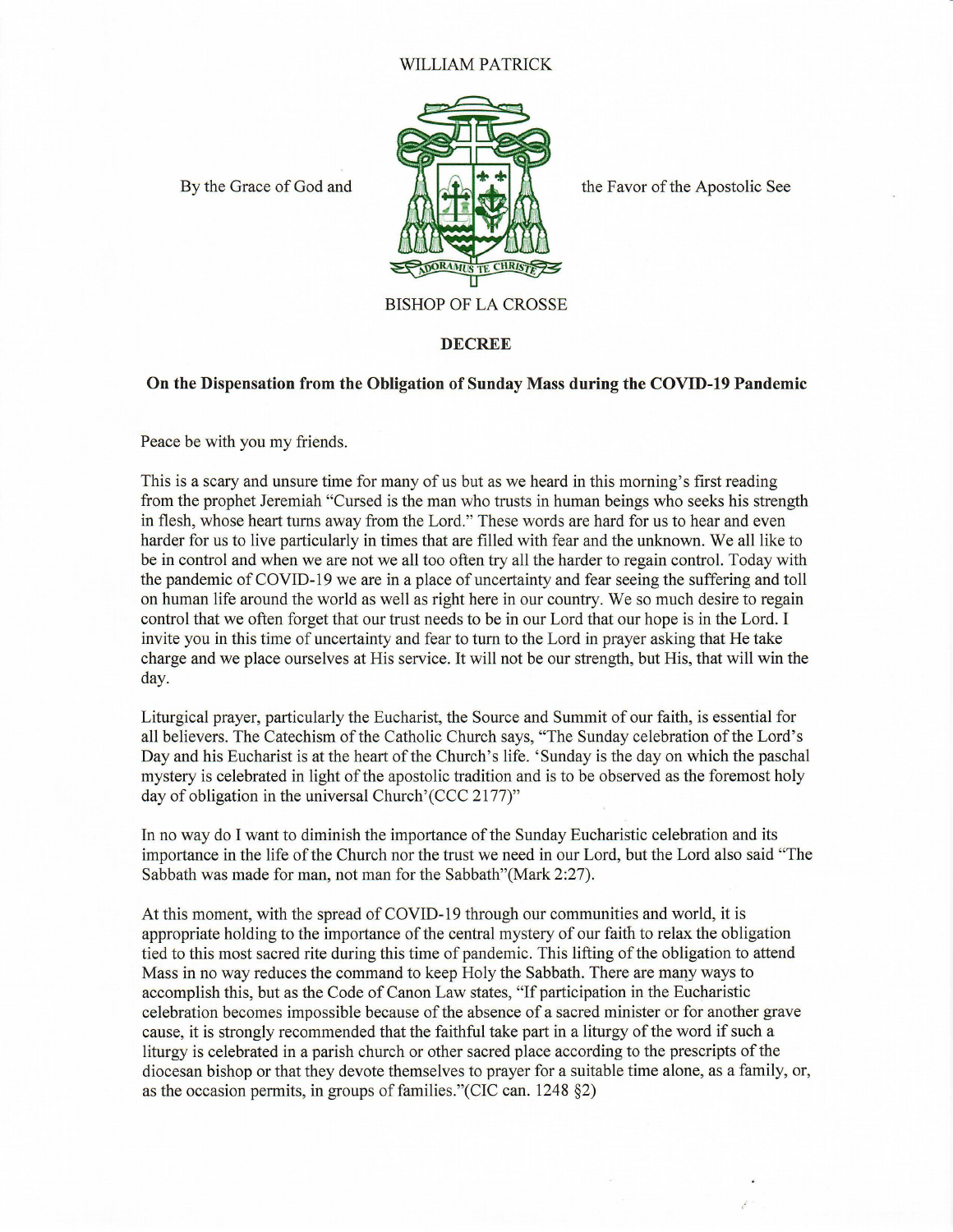WILLIAM PATRICK

By the Grace of God and the Favor of the Apostolic See

BISHOP OF LA CROSSE

**DECREE**

**On the Dispensation from the Obligation of Sunday Mass during the COVID-19 Pandemic**

Peace be with you my friends.

This is a scary and unsure time for many of us but as we heard in this morning's first reading from the prophet Jeremiah "Cursed is the man who trusts in human beings who seeks his strength in flesh, whose heart turns away from the Lord." These words are hard for us to hear and even harder for us to live particularly in times that are filled with fear and the unknown. We all like to be in control and when we are not we all too often try all the harder to regain control. Today with the pandemic of COVID-19 we are in a place of uncertainty and fear seeing the suffering and toll on human life around the world as well as right here in our country. We so much desire to regain control that we often forget that our trust needs to be in our Lord that our hope is in the Lord. I invite you in this time of uncertainty and fear to turn to the Lord in prayer asking that He take charge and we place ourselves at His service. It will not be our strength, but His, that will win the day.

Liturgical prayer, particularly the Eucharist, the Source and Summit of our faith, is essential for all believers. The Catechism of the Catholic Church says, "The Sunday celebration of the Lord's Day and his Eucharist is at the heart of the Church's life. 'Sunday is the day on which the paschal mystery is celebrated in light of the apostolic tradition and is to be observed as the foremost holy day of obligation in the universal Church'(CCC 2177)"

In no way do I want to diminish the importance of the Sunday Eucharistic celebration and its importance in the life of the Church nor the trust we need in our Lord, but the Lord also said "The Sabbath was made for man, not man for the Sabbath"(Mark 2:27).

At this moment, with the spread of COVID-19 through our communities and world, it is appropriate holding to the importance of the central mystery of our faith to relax the obligation tied to this most sacred rite during this time of pandemic. This lifting of the obligation to attend Mass in no way reduces the command to keep Holy the Sabbath. There are many ways to accomplish this, but as the Code of Canon Law states, "If participation in the Eucharistic celebration becomes impossible because of the absence of a sacred minister or for another grave cause, it is strongly recommended that the faithful take part in a liturgy of the word if such a liturgy is celebrated in a parish church or other sacred place according to the prescripts of the diocesan bishop or that they devote themselves to prayer for a suitable time alone, as a family, or, as the occasion permits, in groups of families."(CIC can. 1248 §2)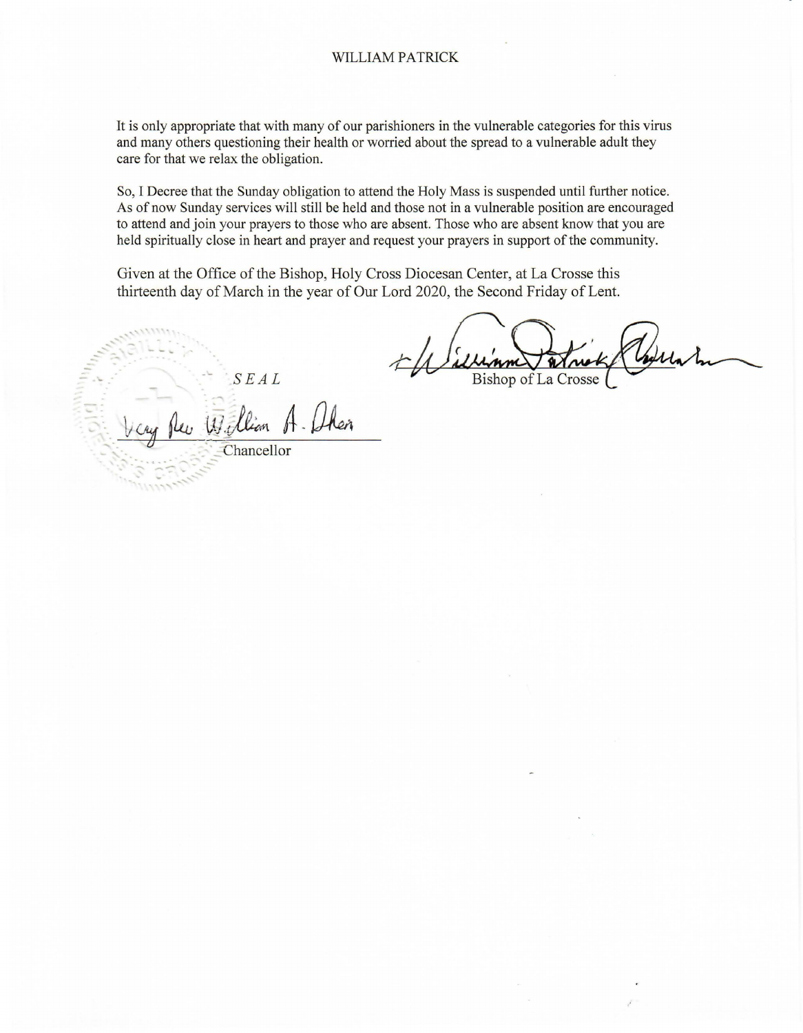It is only appropriate that with many of our parishioners in the vulnerable categories for this virus and many others questioning their health or worried about the spread to a vulnerable adult they care for that we relax the obligation.

So, I Decree that the Sunday obligation to attend the Holy Mass is suspended until further notice. As of now Sunday services will still be held and those not in a vulnerable position are encouraged to attend and join your prayers to those who are absent. Those who are absent know that you are held spiritually close in heart and prayer and request your prayers in support of the community.

Given at the Office of the Bishop, Holy Cross Diocesan Center, at La Crosse this thirteenth day of March in the year of Our Lord 2020, the Second Friday of Lent.

+William Patrick Callahan
Bishop of La Crosse

*SEAL*

Very Rev William A. Dhein
Chancellor